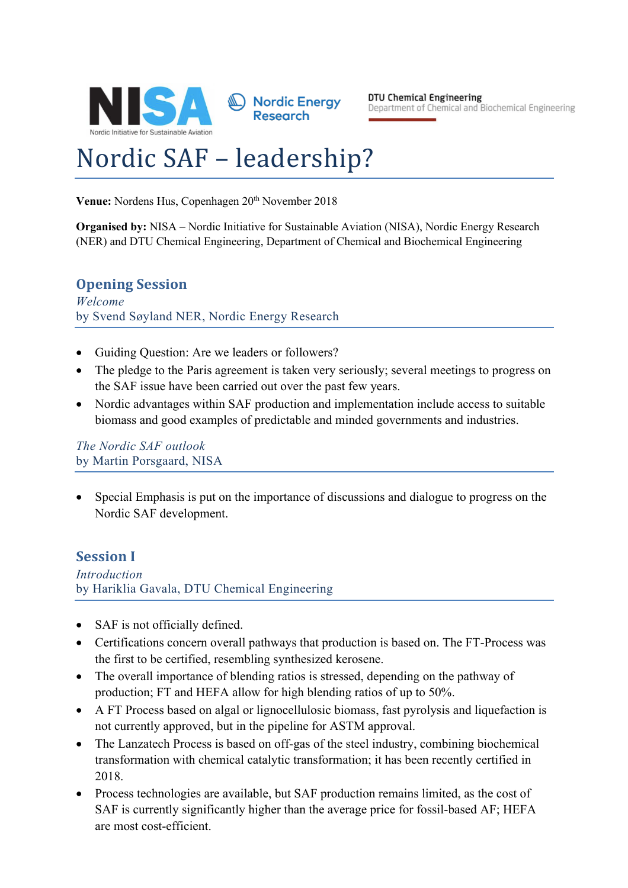NISA – Nordic Initiative for Sustainable Aviation | Nordic Energy Research | DTU Chemical Engineering, Department of Chemical and Biochemical Engineering

# Nordic SAF – leadership?

**Venue:** Nordens Hus, Copenhagen 20th November 2018

**Organised by:** NISA – Nordic Initiative for Sustainable Aviation (NISA), Nordic Energy Research (NER) and DTU Chemical Engineering, Department of Chemical and Biochemical Engineering

## Opening Session

*Welcome*
by Svend Søyland NER, Nordic Energy Research

- Guiding Question: Are we leaders or followers?
- The pledge to the Paris agreement is taken very seriously; several meetings to progress on the SAF issue have been carried out over the past few years.
- Nordic advantages within SAF production and implementation include access to suitable biomass and good examples of predictable and minded governments and industries.

*The Nordic SAF outlook*
by Martin Porsgaard, NISA

- Special Emphasis is put on the importance of discussions and dialogue to progress on the Nordic SAF development.

## Session I

*Introduction*
by Hariklia Gavala, DTU Chemical Engineering

- SAF is not officially defined.
- Certifications concern overall pathways that production is based on. The FT-Process was the first to be certified, resembling synthesized kerosene.
- The overall importance of blending ratios is stressed, depending on the pathway of production; FT and HEFA allow for high blending ratios of up to 50%.
- A FT Process based on algal or lignocellulosic biomass, fast pyrolysis and liquefaction is not currently approved, but in the pipeline for ASTM approval.
- The Lanzatech Process is based on off-gas of the steel industry, combining biochemical transformation with chemical catalytic transformation; it has been recently certified in 2018.
- Process technologies are available, but SAF production remains limited, as the cost of SAF is currently significantly higher than the average price for fossil-based AF; HEFA are most cost-efficient.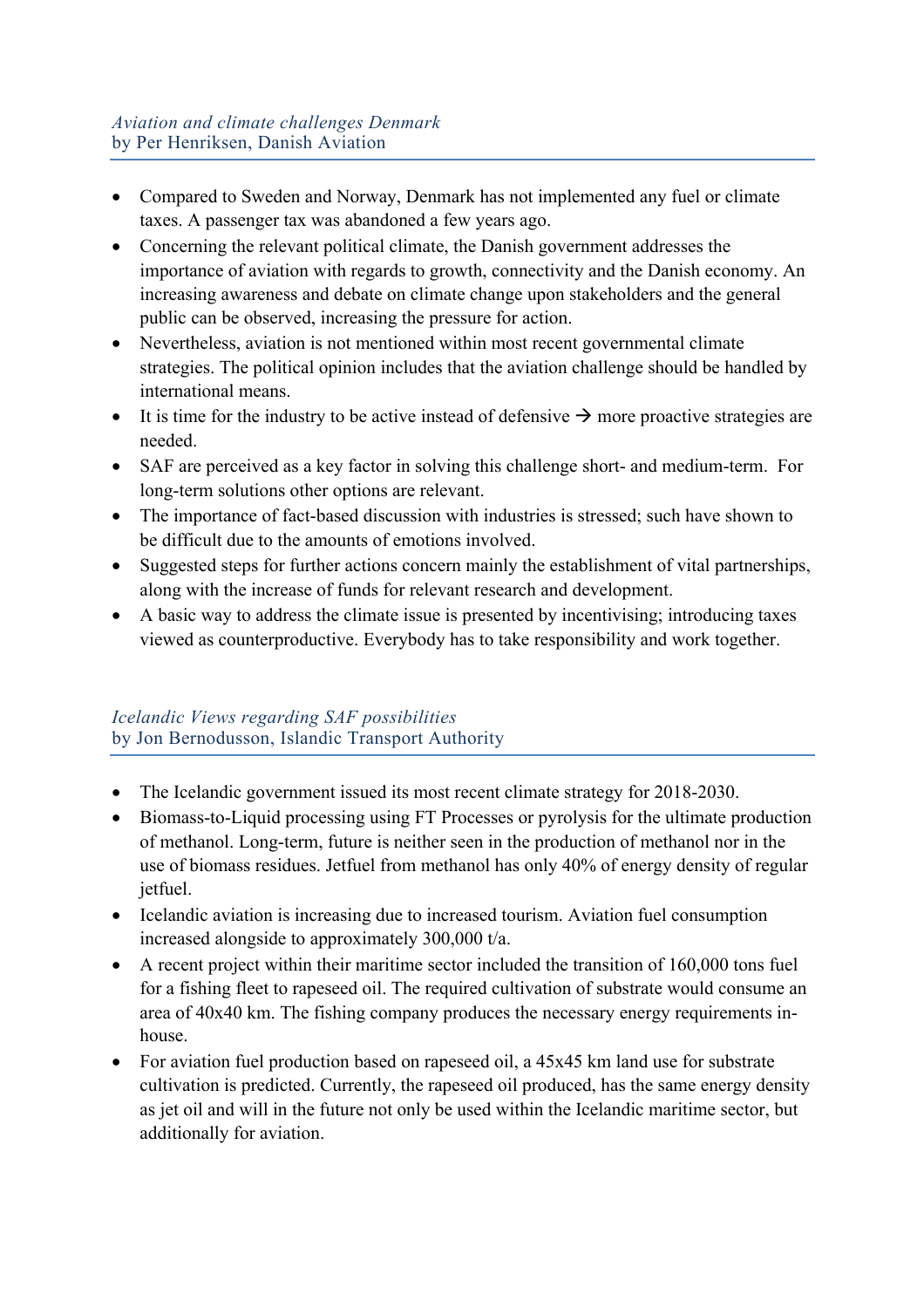*Aviation and climate challenges Denmark*
by Per Henriksen, Danish Aviation

- Compared to Sweden and Norway, Denmark has not implemented any fuel or climate taxes. A passenger tax was abandoned a few years ago.
- Concerning the relevant political climate, the Danish government addresses the importance of aviation with regards to growth, connectivity and the Danish economy. An increasing awareness and debate on climate change upon stakeholders and the general public can be observed, increasing the pressure for action.
- Nevertheless, aviation is not mentioned within most recent governmental climate strategies. The political opinion includes that the aviation challenge should be handled by international means.
- It is time for the industry to be active instead of defensive → more proactive strategies are needed.
- SAF are perceived as a key factor in solving this challenge short- and medium-term. For long-term solutions other options are relevant.
- The importance of fact-based discussion with industries is stressed; such have shown to be difficult due to the amounts of emotions involved.
- Suggested steps for further actions concern mainly the establishment of vital partnerships, along with the increase of funds for relevant research and development.
- A basic way to address the climate issue is presented by incentivising; introducing taxes viewed as counterproductive. Everybody has to take responsibility and work together.

*Icelandic Views regarding SAF possibilities*
by Jon Bernodusson, Islandic Transport Authority

- The Icelandic government issued its most recent climate strategy for 2018-2030.
- Biomass-to-Liquid processing using FT Processes or pyrolysis for the ultimate production of methanol. Long-term, future is neither seen in the production of methanol nor in the use of biomass residues. Jetfuel from methanol has only 40% of energy density of regular jetfuel.
- Icelandic aviation is increasing due to increased tourism. Aviation fuel consumption increased alongside to approximately 300,000 t/a.
- A recent project within their maritime sector included the transition of 160,000 tons fuel for a fishing fleet to rapeseed oil. The required cultivation of substrate would consume an area of 40x40 km. The fishing company produces the necessary energy requirements in-house.
- For aviation fuel production based on rapeseed oil, a 45x45 km land use for substrate cultivation is predicted. Currently, the rapeseed oil produced, has the same energy density as jet oil and will in the future not only be used within the Icelandic maritime sector, but additionally for aviation.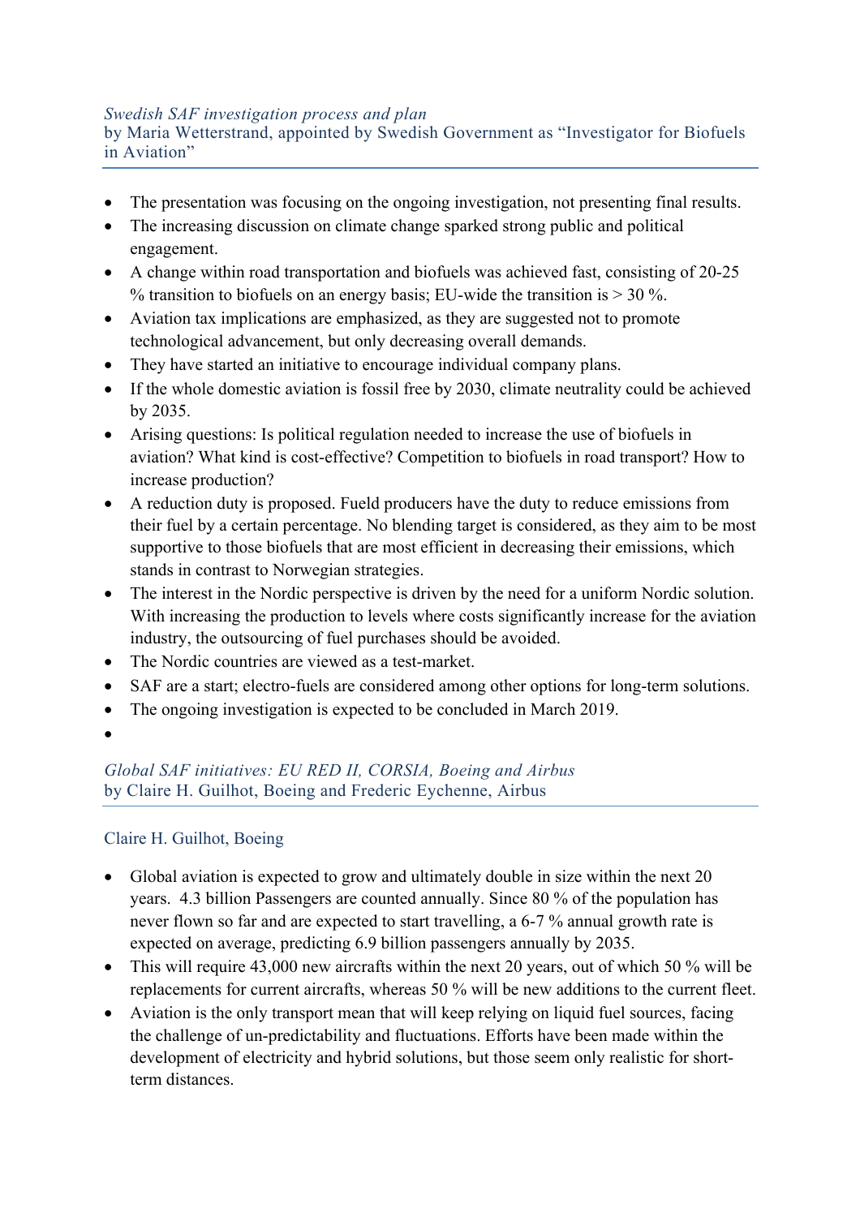*Swedish SAF investigation process and plan*
by Maria Wetterstrand, appointed by Swedish Government as "Investigator for Biofuels in Aviation"

- The presentation was focusing on the ongoing investigation, not presenting final results.
- The increasing discussion on climate change sparked strong public and political engagement.
- A change within road transportation and biofuels was achieved fast, consisting of 20-25 % transition to biofuels on an energy basis; EU-wide the transition is > 30 %.
- Aviation tax implications are emphasized, as they are suggested not to promote technological advancement, but only decreasing overall demands.
- They have started an initiative to encourage individual company plans.
- If the whole domestic aviation is fossil free by 2030, climate neutrality could be achieved by 2035.
- Arising questions: Is political regulation needed to increase the use of biofuels in aviation? What kind is cost-effective? Competition to biofuels in road transport? How to increase production?
- A reduction duty is proposed. Fueld producers have the duty to reduce emissions from their fuel by a certain percentage. No blending target is considered, as they aim to be most supportive to those biofuels that are most efficient in decreasing their emissions, which stands in contrast to Norwegian strategies.
- The interest in the Nordic perspective is driven by the need for a uniform Nordic solution. With increasing the production to levels where costs significantly increase for the aviation industry, the outsourcing of fuel purchases should be avoided.
- The Nordic countries are viewed as a test-market.
- SAF are a start; electro-fuels are considered among other options for long-term solutions.
- The ongoing investigation is expected to be concluded in March 2019.

*Global SAF initiatives: EU RED II, CORSIA, Boeing and Airbus*
by Claire H. Guilhot, Boeing and Frederic Eychenne, Airbus

Claire H. Guilhot, Boeing

- Global aviation is expected to grow and ultimately double in size within the next 20 years. 4.3 billion Passengers are counted annually. Since 80 % of the population has never flown so far and are expected to start travelling, a 6-7 % annual growth rate is expected on average, predicting 6.9 billion passengers annually by 2035.
- This will require 43,000 new aircrafts within the next 20 years, out of which 50 % will be replacements for current aircrafts, whereas 50 % will be new additions to the current fleet.
- Aviation is the only transport mean that will keep relying on liquid fuel sources, facing the challenge of un-predictability and fluctuations. Efforts have been made within the development of electricity and hybrid solutions, but those seem only realistic for short-term distances.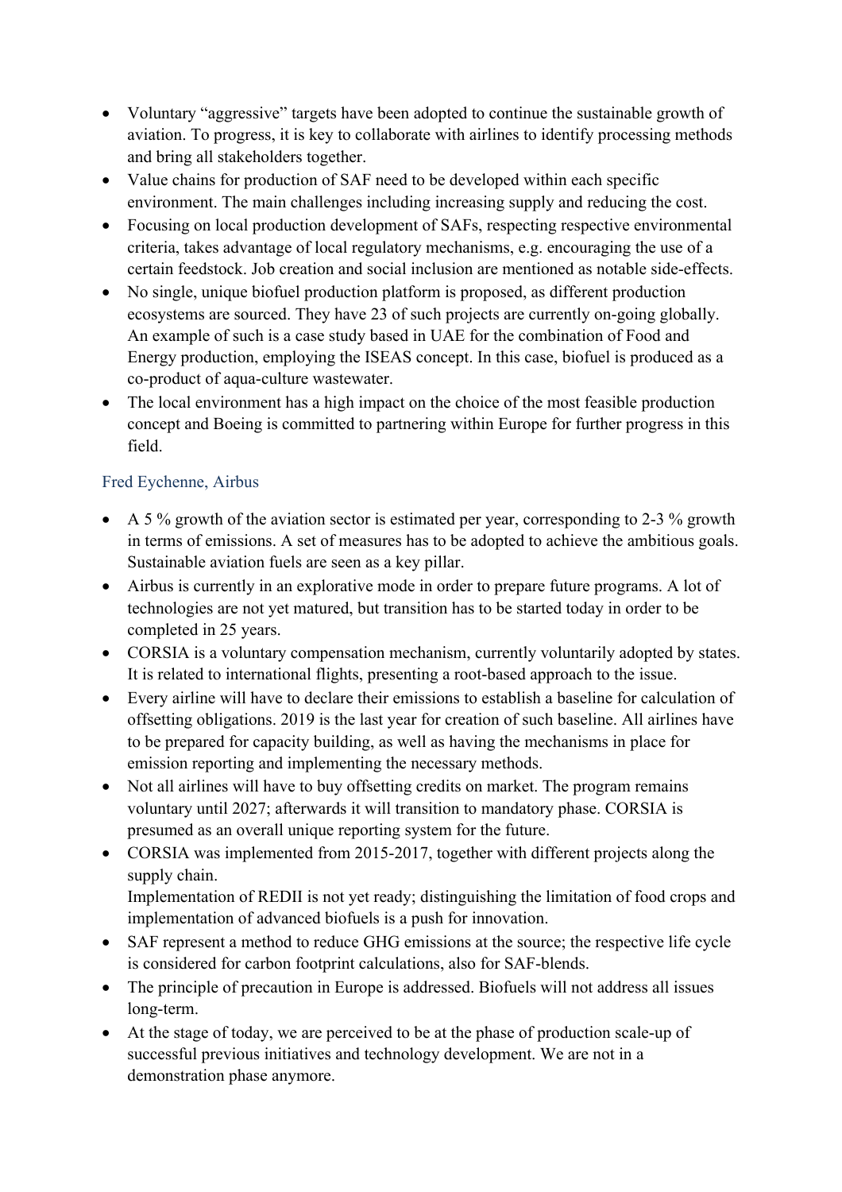- Voluntary "aggressive" targets have been adopted to continue the sustainable growth of aviation. To progress, it is key to collaborate with airlines to identify processing methods and bring all stakeholders together.
- Value chains for production of SAF need to be developed within each specific environment. The main challenges including increasing supply and reducing the cost.
- Focusing on local production development of SAFs, respecting respective environmental criteria, takes advantage of local regulatory mechanisms, e.g. encouraging the use of a certain feedstock. Job creation and social inclusion are mentioned as notable side-effects.
- No single, unique biofuel production platform is proposed, as different production ecosystems are sourced. They have 23 of such projects are currently on-going globally. An example of such is a case study based in UAE for the combination of Food and Energy production, employing the ISEAS concept. In this case, biofuel is produced as a co-product of aqua-culture wastewater.
- The local environment has a high impact on the choice of the most feasible production concept and Boeing is committed to partnering within Europe for further progress in this field.

### Fred Eychenne, Airbus

- A 5 % growth of the aviation sector is estimated per year, corresponding to 2-3 % growth in terms of emissions. A set of measures has to be adopted to achieve the ambitious goals. Sustainable aviation fuels are seen as a key pillar.
- Airbus is currently in an explorative mode in order to prepare future programs. A lot of technologies are not yet matured, but transition has to be started today in order to be completed in 25 years.
- CORSIA is a voluntary compensation mechanism, currently voluntarily adopted by states. It is related to international flights, presenting a root-based approach to the issue.
- Every airline will have to declare their emissions to establish a baseline for calculation of offsetting obligations. 2019 is the last year for creation of such baseline. All airlines have to be prepared for capacity building, as well as having the mechanisms in place for emission reporting and implementing the necessary methods.
- Not all airlines will have to buy offsetting credits on market. The program remains voluntary until 2027; afterwards it will transition to mandatory phase. CORSIA is presumed as an overall unique reporting system for the future.
- CORSIA was implemented from 2015-2017, together with different projects along the supply chain.
  Implementation of REDII is not yet ready; distinguishing the limitation of food crops and implementation of advanced biofuels is a push for innovation.
- SAF represent a method to reduce GHG emissions at the source; the respective life cycle is considered for carbon footprint calculations, also for SAF-blends.
- The principle of precaution in Europe is addressed. Biofuels will not address all issues long-term.
- At the stage of today, we are perceived to be at the phase of production scale-up of successful previous initiatives and technology development. We are not in a demonstration phase anymore.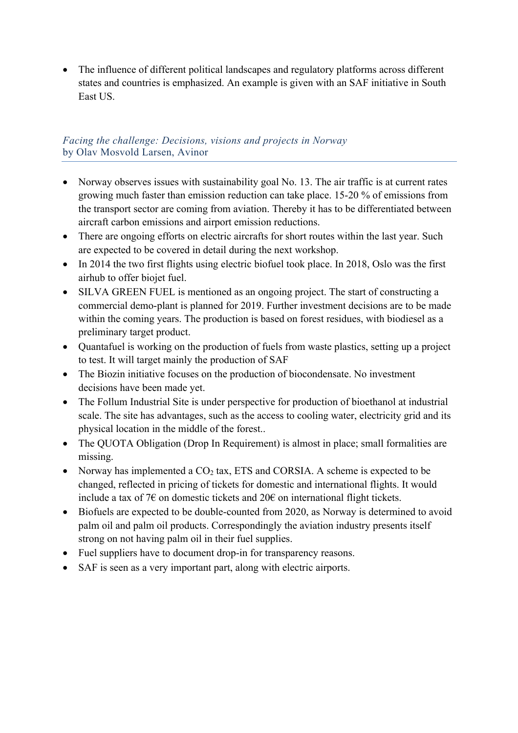- The influence of different political landscapes and regulatory platforms across different states and countries is emphasized. An example is given with an SAF initiative in South East US.

### *Facing the challenge: Decisions, visions and projects in Norway*
### by Olav Mosvold Larsen, Avinor

- Norway observes issues with sustainability goal No. 13. The air traffic is at current rates growing much faster than emission reduction can take place. 15-20 % of emissions from the transport sector are coming from aviation. Thereby it has to be differentiated between aircraft carbon emissions and airport emission reductions.
- There are ongoing efforts on electric aircrafts for short routes within the last year. Such are expected to be covered in detail during the next workshop.
- In 2014 the two first flights using electric biofuel took place. In 2018, Oslo was the first airhub to offer biojet fuel.
- SILVA GREEN FUEL is mentioned as an ongoing project. The start of constructing a commercial demo-plant is planned for 2019. Further investment decisions are to be made within the coming years. The production is based on forest residues, with biodiesel as a preliminary target product.
- Quantafuel is working on the production of fuels from waste plastics, setting up a project to test. It will target mainly the production of SAF
- The Biozin initiative focuses on the production of biocondensate. No investment decisions have been made yet.
- The Follum Industrial Site is under perspective for production of bioethanol at industrial scale. The site has advantages, such as the access to cooling water, electricity grid and its physical location in the middle of the forest..
- The QUOTA Obligation (Drop In Requirement) is almost in place; small formalities are missing.
- Norway has implemented a $CO_2$ tax, ETS and CORSIA. A scheme is expected to be changed, reflected in pricing of tickets for domestic and international flights. It would include a tax of 7€ on domestic tickets and 20€ on international flight tickets.
- Biofuels are expected to be double-counted from 2020, as Norway is determined to avoid palm oil and palm oil products. Correspondingly the aviation industry presents itself strong on not having palm oil in their fuel supplies.
- Fuel suppliers have to document drop-in for transparency reasons.
- SAF is seen as a very important part, along with electric airports.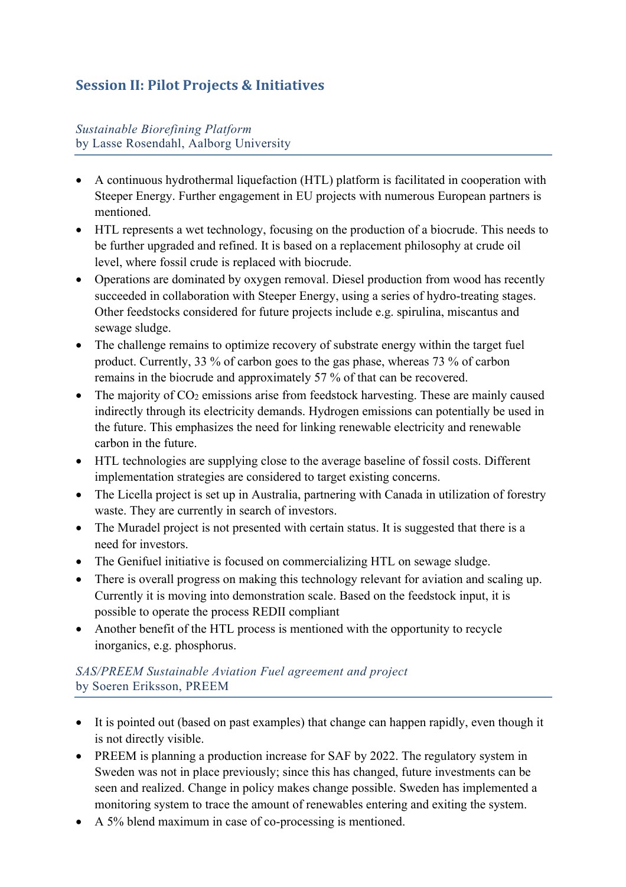## Session II: Pilot Projects & Initiatives

*Sustainable Biorefining Platform*
by Lasse Rosendahl, Aalborg University

- A continuous hydrothermal liquefaction (HTL) platform is facilitated in cooperation with Steeper Energy. Further engagement in EU projects with numerous European partners is mentioned.
- HTL represents a wet technology, focusing on the production of a biocrude. This needs to be further upgraded and refined. It is based on a replacement philosophy at crude oil level, where fossil crude is replaced with biocrude.
- Operations are dominated by oxygen removal. Diesel production from wood has recently succeeded in collaboration with Steeper Energy, using a series of hydro-treating stages. Other feedstocks considered for future projects include e.g. spirulina, miscantus and sewage sludge.
- The challenge remains to optimize recovery of substrate energy within the target fuel product. Currently, 33 % of carbon goes to the gas phase, whereas 73 % of carbon remains in the biocrude and approximately 57 % of that can be recovered.
- The majority of $CO_2$ emissions arise from feedstock harvesting. These are mainly caused indirectly through its electricity demands. Hydrogen emissions can potentially be used in the future. This emphasizes the need for linking renewable electricity and renewable carbon in the future.
- HTL technologies are supplying close to the average baseline of fossil costs. Different implementation strategies are considered to target existing concerns.
- The Licella project is set up in Australia, partnering with Canada in utilization of forestry waste. They are currently in search of investors.
- The Muradel project is not presented with certain status. It is suggested that there is a need for investors.
- The Genifuel initiative is focused on commercializing HTL on sewage sludge.
- There is overall progress on making this technology relevant for aviation and scaling up. Currently it is moving into demonstration scale. Based on the feedstock input, it is possible to operate the process REDII compliant
- Another benefit of the HTL process is mentioned with the opportunity to recycle inorganics, e.g. phosphorus.

*SAS/PREEM Sustainable Aviation Fuel agreement and project*
by Soeren Eriksson, PREEM

- It is pointed out (based on past examples) that change can happen rapidly, even though it is not directly visible.
- PREEM is planning a production increase for SAF by 2022. The regulatory system in Sweden was not in place previously; since this has changed, future investments can be seen and realized. Change in policy makes change possible. Sweden has implemented a monitoring system to trace the amount of renewables entering and exiting the system.
- A 5% blend maximum in case of co-processing is mentioned.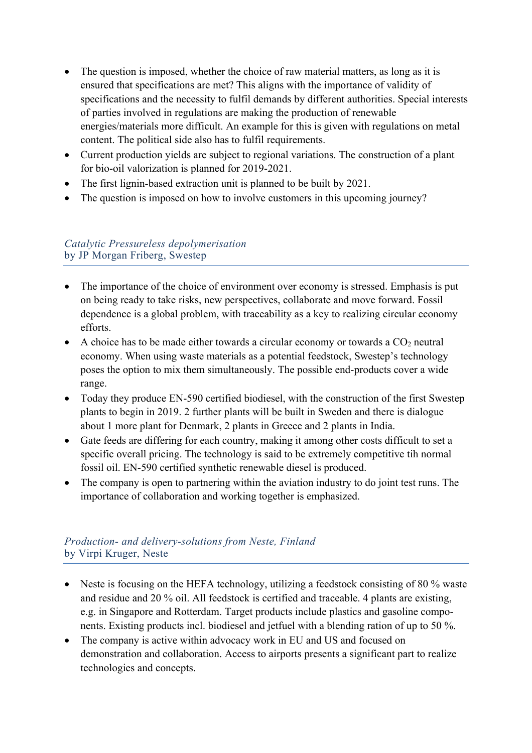- The question is imposed, whether the choice of raw material matters, as long as it is ensured that specifications are met? This aligns with the importance of validity of specifications and the necessity to fulfil demands by different authorities. Special interests of parties involved in regulations are making the production of renewable energies/materials more difficult. An example for this is given with regulations on metal content. The political side also has to fulfil requirements.
- Current production yields are subject to regional variations. The construction of a plant for bio-oil valorization is planned for 2019-2021.
- The first lignin-based extraction unit is planned to be built by 2021.
- The question is imposed on how to involve customers in this upcoming journey?

### *Catalytic Pressureless depolymerisation*
by JP Morgan Friberg, Swestep

- The importance of the choice of environment over economy is stressed. Emphasis is put on being ready to take risks, new perspectives, collaborate and move forward. Fossil dependence is a global problem, with traceability as a key to realizing circular economy efforts.
- A choice has to be made either towards a circular economy or towards a $CO_2$ neutral economy. When using waste materials as a potential feedstock, Swestep's technology poses the option to mix them simultaneously. The possible end-products cover a wide range.
- Today they produce EN-590 certified biodiesel, with the construction of the first Swestep plants to begin in 2019. 2 further plants will be built in Sweden and there is dialogue about 1 more plant for Denmark, 2 plants in Greece and 2 plants in India.
- Gate feeds are differing for each country, making it among other costs difficult to set a specific overall pricing. The technology is said to be extremely competitive tih normal fossil oil. EN-590 certified synthetic renewable diesel is produced.
- The company is open to partnering within the aviation industry to do joint test runs. The importance of collaboration and working together is emphasized.

### *Production- and delivery-solutions from Neste, Finland*
by Virpi Kruger, Neste

- Neste is focusing on the HEFA technology, utilizing a feedstock consisting of 80 % waste and residue and 20 % oil. All feedstock is certified and traceable. 4 plants are existing, e.g. in Singapore and Rotterdam. Target products include plastics and gasoline components. Existing products incl. biodiesel and jetfuel with a blending ration of up to 50 %.
- The company is active within advocacy work in EU and US and focused on demonstration and collaboration. Access to airports presents a significant part to realize technologies and concepts.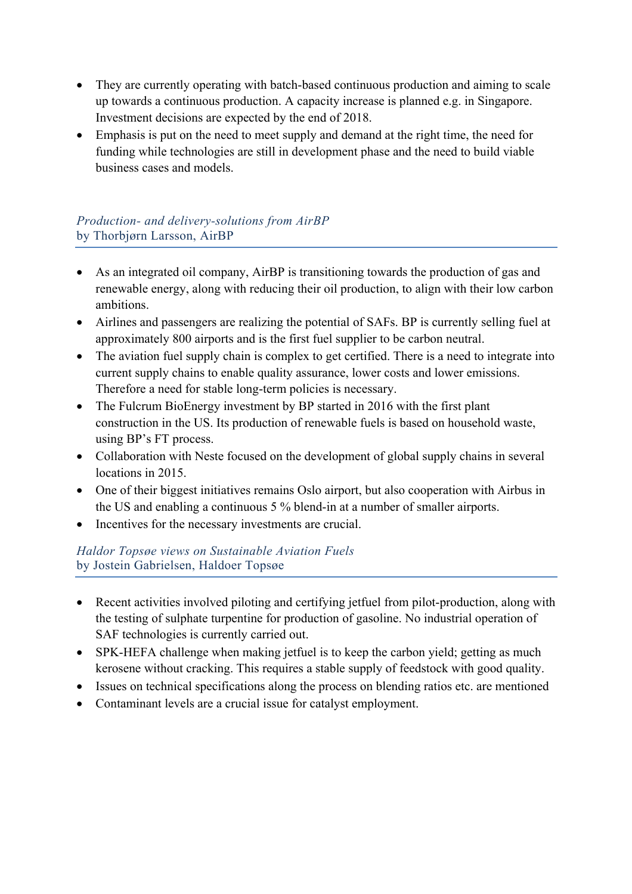- They are currently operating with batch-based continuous production and aiming to scale up towards a continuous production. A capacity increase is planned e.g. in Singapore. Investment decisions are expected by the end of 2018.
- Emphasis is put on the need to meet supply and demand at the right time, the need for funding while technologies are still in development phase and the need to build viable business cases and models.

### *Production- and delivery-solutions from AirBP*
by Thorbjørn Larsson, AirBP

- As an integrated oil company, AirBP is transitioning towards the production of gas and renewable energy, along with reducing their oil production, to align with their low carbon ambitions.
- Airlines and passengers are realizing the potential of SAFs. BP is currently selling fuel at approximately 800 airports and is the first fuel supplier to be carbon neutral.
- The aviation fuel supply chain is complex to get certified. There is a need to integrate into current supply chains to enable quality assurance, lower costs and lower emissions. Therefore a need for stable long-term policies is necessary.
- The Fulcrum BioEnergy investment by BP started in 2016 with the first plant construction in the US. Its production of renewable fuels is based on household waste, using BP's FT process.
- Collaboration with Neste focused on the development of global supply chains in several locations in 2015.
- One of their biggest initiatives remains Oslo airport, but also cooperation with Airbus in the US and enabling a continuous 5 % blend-in at a number of smaller airports.
- Incentives for the necessary investments are crucial.

### *Haldor Topsøe views on Sustainable Aviation Fuels*
by Jostein Gabrielsen, Haldoer Topsøe

- Recent activities involved piloting and certifying jetfuel from pilot-production, along with the testing of sulphate turpentine for production of gasoline. No industrial operation of SAF technologies is currently carried out.
- SPK-HEFA challenge when making jetfuel is to keep the carbon yield; getting as much kerosene without cracking. This requires a stable supply of feedstock with good quality.
- Issues on technical specifications along the process on blending ratios etc. are mentioned
- Contaminant levels are a crucial issue for catalyst employment.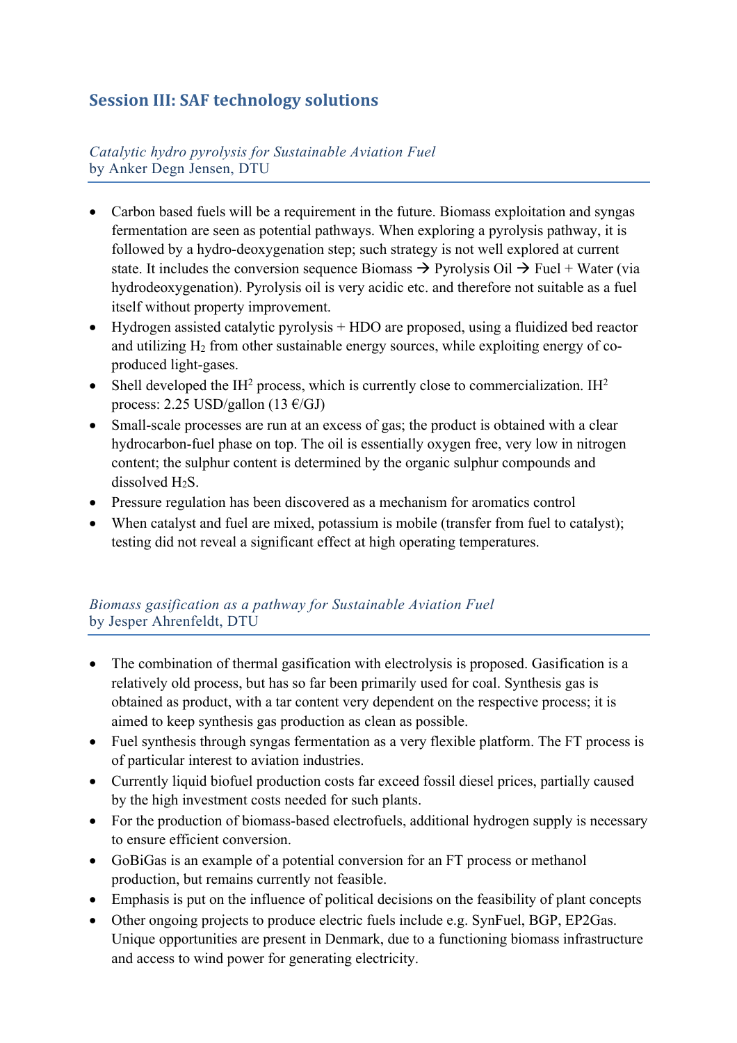## Session III: SAF technology solutions

*Catalytic hydro pyrolysis for Sustainable Aviation Fuel*
by Anker Degn Jensen, DTU

- Carbon based fuels will be a requirement in the future. Biomass exploitation and syngas fermentation are seen as potential pathways. When exploring a pyrolysis pathway, it is followed by a hydro-deoxygenation step; such strategy is not well explored at current state. It includes the conversion sequence Biomass → Pyrolysis Oil → Fuel + Water (via hydrodeoxygenation). Pyrolysis oil is very acidic etc. and therefore not suitable as a fuel itself without property improvement.
- Hydrogen assisted catalytic pyrolysis + HDO are proposed, using a fluidized bed reactor and utilizing $H_2$ from other sustainable energy sources, while exploiting energy of co-produced light-gases.
- Shell developed the $IH^2$ process, which is currently close to commercialization. $IH^2$ process: 2.25 USD/gallon (13 €/GJ)
- Small-scale processes are run at an excess of gas; the product is obtained with a clear hydrocarbon-fuel phase on top. The oil is essentially oxygen free, very low in nitrogen content; the sulphur content is determined by the organic sulphur compounds and dissolved $H_2S$.
- Pressure regulation has been discovered as a mechanism for aromatics control
- When catalyst and fuel are mixed, potassium is mobile (transfer from fuel to catalyst); testing did not reveal a significant effect at high operating temperatures.

*Biomass gasification as a pathway for Sustainable Aviation Fuel*
by Jesper Ahrenfeldt, DTU

- The combination of thermal gasification with electrolysis is proposed. Gasification is a relatively old process, but has so far been primarily used for coal. Synthesis gas is obtained as product, with a tar content very dependent on the respective process; it is aimed to keep synthesis gas production as clean as possible.
- Fuel synthesis through syngas fermentation as a very flexible platform. The FT process is of particular interest to aviation industries.
- Currently liquid biofuel production costs far exceed fossil diesel prices, partially caused by the high investment costs needed for such plants.
- For the production of biomass-based electrofuels, additional hydrogen supply is necessary to ensure efficient conversion.
- GoBiGas is an example of a potential conversion for an FT process or methanol production, but remains currently not feasible.
- Emphasis is put on the influence of political decisions on the feasibility of plant concepts
- Other ongoing projects to produce electric fuels include e.g. SynFuel, BGP, EP2Gas. Unique opportunities are present in Denmark, due to a functioning biomass infrastructure and access to wind power for generating electricity.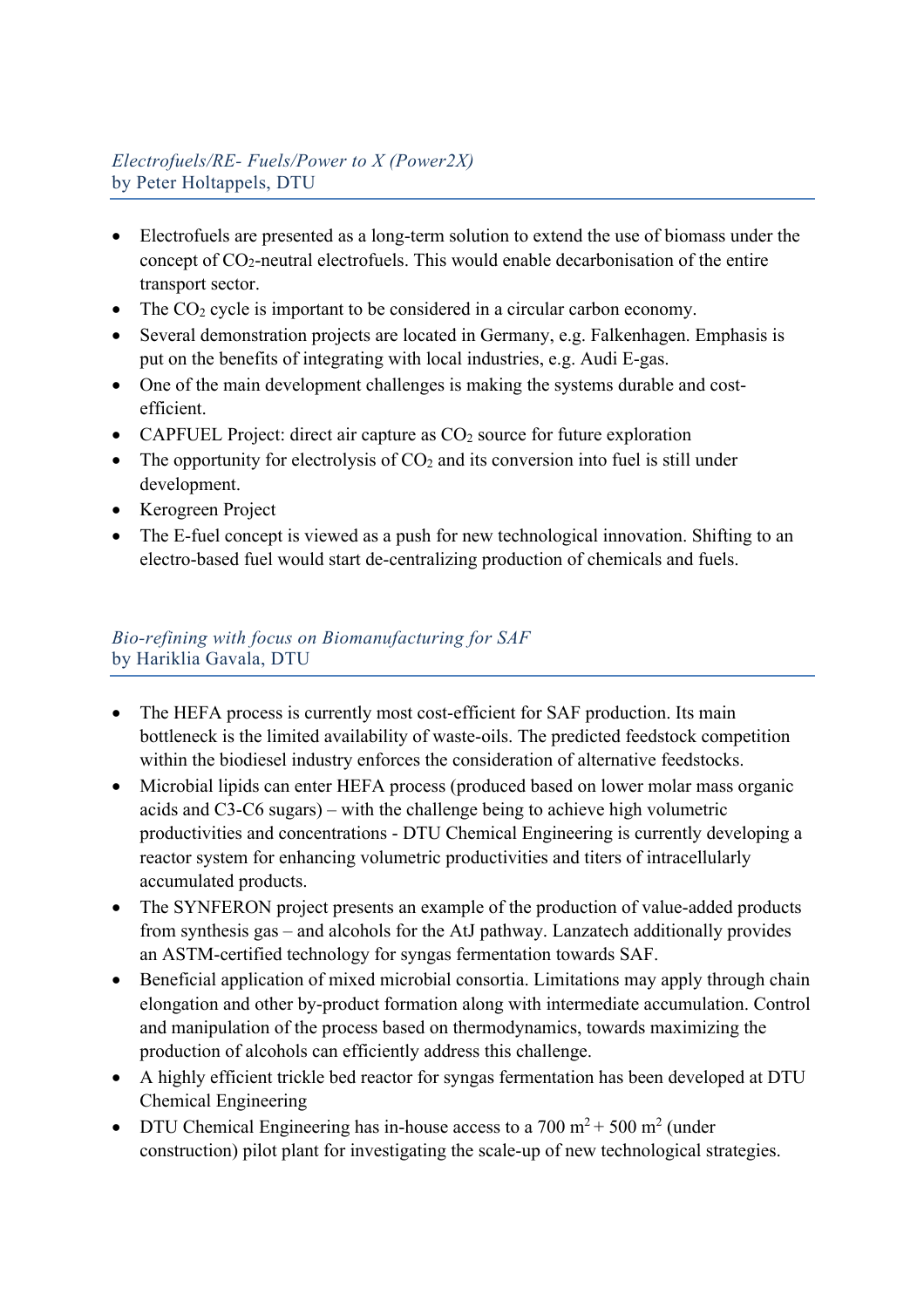*Electrofuels/RE- Fuels/Power to X (Power2X)*
by Peter Holtappels, DTU

- Electrofuels are presented as a long-term solution to extend the use of biomass under the concept of $CO_2$-neutral electrofuels. This would enable decarbonisation of the entire transport sector.
- The $CO_2$ cycle is important to be considered in a circular carbon economy.
- Several demonstration projects are located in Germany, e.g. Falkenhagen. Emphasis is put on the benefits of integrating with local industries, e.g. Audi E-gas.
- One of the main development challenges is making the systems durable and cost-efficient.
- CAPFUEL Project: direct air capture as $CO_2$ source for future exploration
- The opportunity for electrolysis of $CO_2$ and its conversion into fuel is still under development.
- Kerogreen Project
- The E-fuel concept is viewed as a push for new technological innovation. Shifting to an electro-based fuel would start de-centralizing production of chemicals and fuels.

*Bio-refining with focus on Biomanufacturing for SAF*
by Hariklia Gavala, DTU

- The HEFA process is currently most cost-efficient for SAF production. Its main bottleneck is the limited availability of waste-oils. The predicted feedstock competition within the biodiesel industry enforces the consideration of alternative feedstocks.
- Microbial lipids can enter HEFA process (produced based on lower molar mass organic acids and C3-C6 sugars) – with the challenge being to achieve high volumetric productivities and concentrations - DTU Chemical Engineering is currently developing a reactor system for enhancing volumetric productivities and titers of intracellularly accumulated products.
- The SYNFERON project presents an example of the production of value-added products from synthesis gas – and alcohols for the AtJ pathway. Lanzatech additionally provides an ASTM-certified technology for syngas fermentation towards SAF.
- Beneficial application of mixed microbial consortia. Limitations may apply through chain elongation and other by-product formation along with intermediate accumulation. Control and manipulation of the process based on thermodynamics, towards maximizing the production of alcohols can efficiently address this challenge.
- A highly efficient trickle bed reactor for syngas fermentation has been developed at DTU Chemical Engineering
- DTU Chemical Engineering has in-house access to a 700 $m^2$ + 500 $m^2$ (under construction) pilot plant for investigating the scale-up of new technological strategies.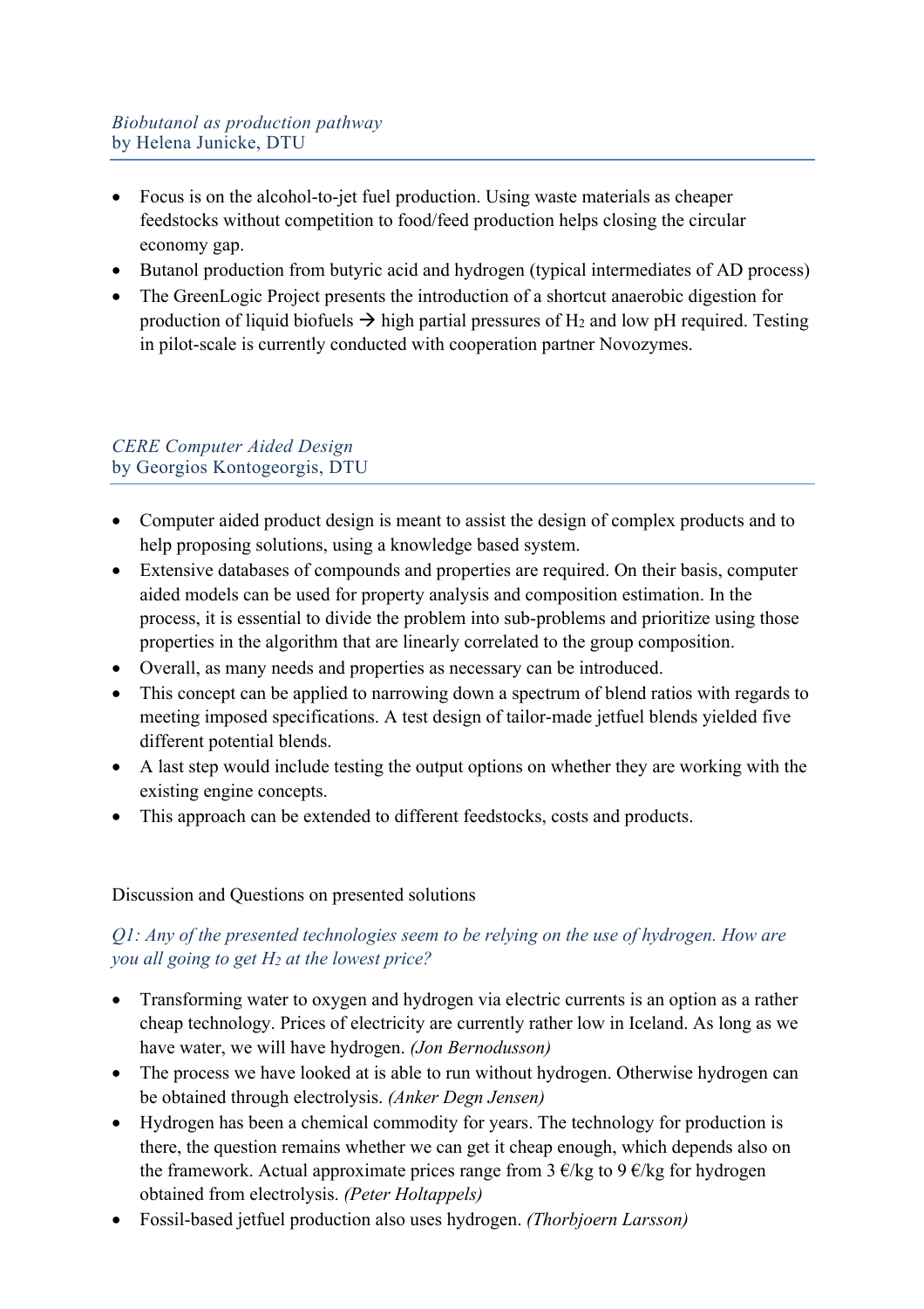*Biobutanol as production pathway*
by Helena Junicke, DTU

- Focus is on the alcohol-to-jet fuel production. Using waste materials as cheaper feedstocks without competition to food/feed production helps closing the circular economy gap.
- Butanol production from butyric acid and hydrogen (typical intermediates of AD process)
- The GreenLogic Project presents the introduction of a shortcut anaerobic digestion for production of liquid biofuels → high partial pressures of $H_2$ and low pH required. Testing in pilot-scale is currently conducted with cooperation partner Novozymes.

*CERE Computer Aided Design*
by Georgios Kontogeorgis, DTU

- Computer aided product design is meant to assist the design of complex products and to help proposing solutions, using a knowledge based system.
- Extensive databases of compounds and properties are required. On their basis, computer aided models can be used for property analysis and composition estimation. In the process, it is essential to divide the problem into sub-problems and prioritize using those properties in the algorithm that are linearly correlated to the group composition.
- Overall, as many needs and properties as necessary can be introduced.
- This concept can be applied to narrowing down a spectrum of blend ratios with regards to meeting imposed specifications. A test design of tailor-made jetfuel blends yielded five different potential blends.
- A last step would include testing the output options on whether they are working with the existing engine concepts.
- This approach can be extended to different feedstocks, costs and products.

Discussion and Questions on presented solutions

*Q1: Any of the presented technologies seem to be relying on the use of hydrogen. How are you all going to get $H_2$ at the lowest price?*

- Transforming water to oxygen and hydrogen via electric currents is an option as a rather cheap technology. Prices of electricity are currently rather low in Iceland. As long as we have water, we will have hydrogen. *(Jon Bernodusson)*
- The process we have looked at is able to run without hydrogen. Otherwise hydrogen can be obtained through electrolysis. *(Anker Degn Jensen)*
- Hydrogen has been a chemical commodity for years. The technology for production is there, the question remains whether we can get it cheap enough, which depends also on the framework. Actual approximate prices range from 3 €/kg to 9 €/kg for hydrogen obtained from electrolysis. *(Peter Holtappels)*
- Fossil-based jetfuel production also uses hydrogen. *(Thorbjoern Larsson)*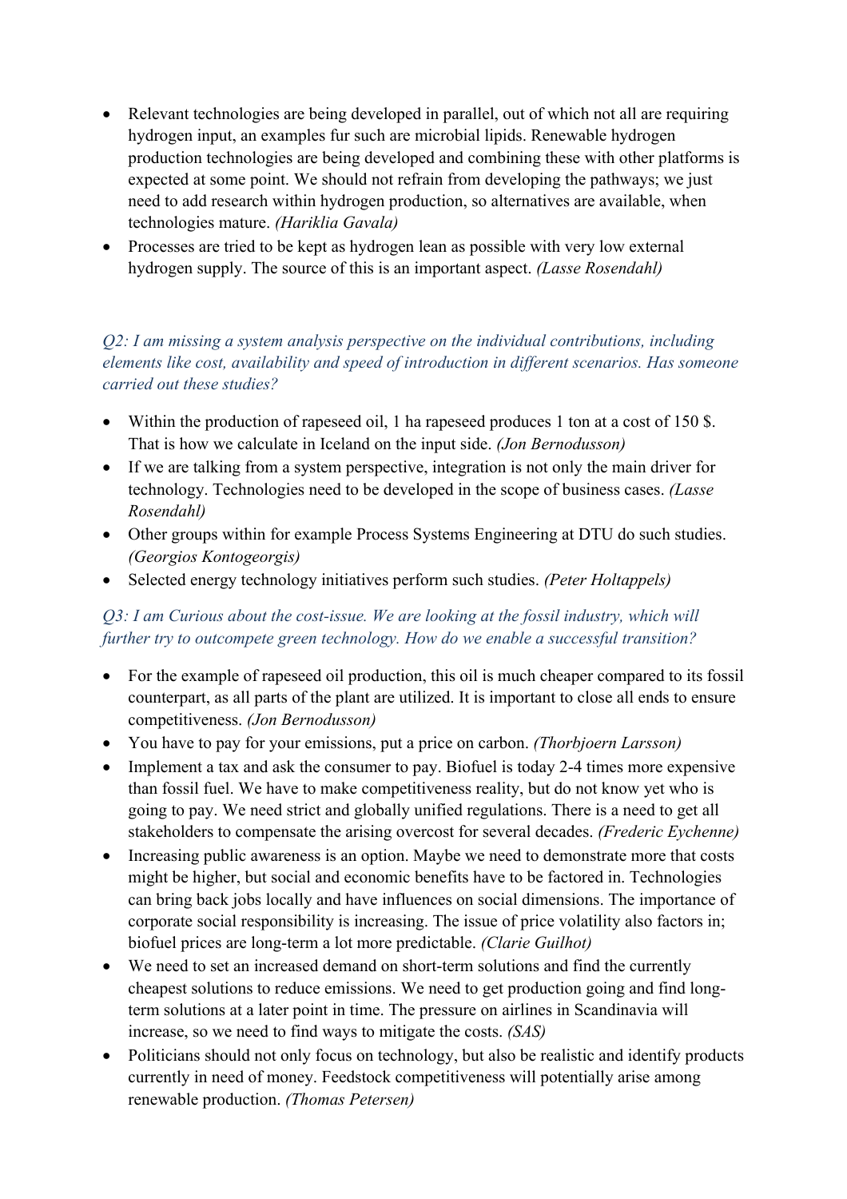- Relevant technologies are being developed in parallel, out of which not all are requiring hydrogen input, an examples fur such are microbial lipids. Renewable hydrogen production technologies are being developed and combining these with other platforms is expected at some point. We should not refrain from developing the pathways; we just need to add research within hydrogen production, so alternatives are available, when technologies mature. *(Hariklia Gavala)*
- Processes are tried to be kept as hydrogen lean as possible with very low external hydrogen supply. The source of this is an important aspect. *(Lasse Rosendahl)*

*Q2: I am missing a system analysis perspective on the individual contributions, including elements like cost, availability and speed of introduction in different scenarios. Has someone carried out these studies?*

- Within the production of rapeseed oil, 1 ha rapeseed produces 1 ton at a cost of 150 $. That is how we calculate in Iceland on the input side. *(Jon Bernodusson)*
- If we are talking from a system perspective, integration is not only the main driver for technology. Technologies need to be developed in the scope of business cases. *(Lasse Rosendahl)*
- Other groups within for example Process Systems Engineering at DTU do such studies. *(Georgios Kontogeorgis)*
- Selected energy technology initiatives perform such studies. *(Peter Holtappels)*

*Q3: I am Curious about the cost-issue. We are looking at the fossil industry, which will further try to outcompete green technology. How do we enable a successful transition?*

- For the example of rapeseed oil production, this oil is much cheaper compared to its fossil counterpart, as all parts of the plant are utilized. It is important to close all ends to ensure competitiveness. *(Jon Bernodusson)*
- You have to pay for your emissions, put a price on carbon. *(Thorbjoern Larsson)*
- Implement a tax and ask the consumer to pay. Biofuel is today 2-4 times more expensive than fossil fuel. We have to make competitiveness reality, but do not know yet who is going to pay. We need strict and globally unified regulations. There is a need to get all stakeholders to compensate the arising overcost for several decades. *(Frederic Eychenne)*
- Increasing public awareness is an option. Maybe we need to demonstrate more that costs might be higher, but social and economic benefits have to be factored in. Technologies can bring back jobs locally and have influences on social dimensions. The importance of corporate social responsibility is increasing. The issue of price volatility also factors in; biofuel prices are long-term a lot more predictable. *(Clarie Guilhot)*
- We need to set an increased demand on short-term solutions and find the currently cheapest solutions to reduce emissions. We need to get production going and find long-term solutions at a later point in time. The pressure on airlines in Scandinavia will increase, so we need to find ways to mitigate the costs. *(SAS)*
- Politicians should not only focus on technology, but also be realistic and identify products currently in need of money. Feedstock competitiveness will potentially arise among renewable production. *(Thomas Petersen)*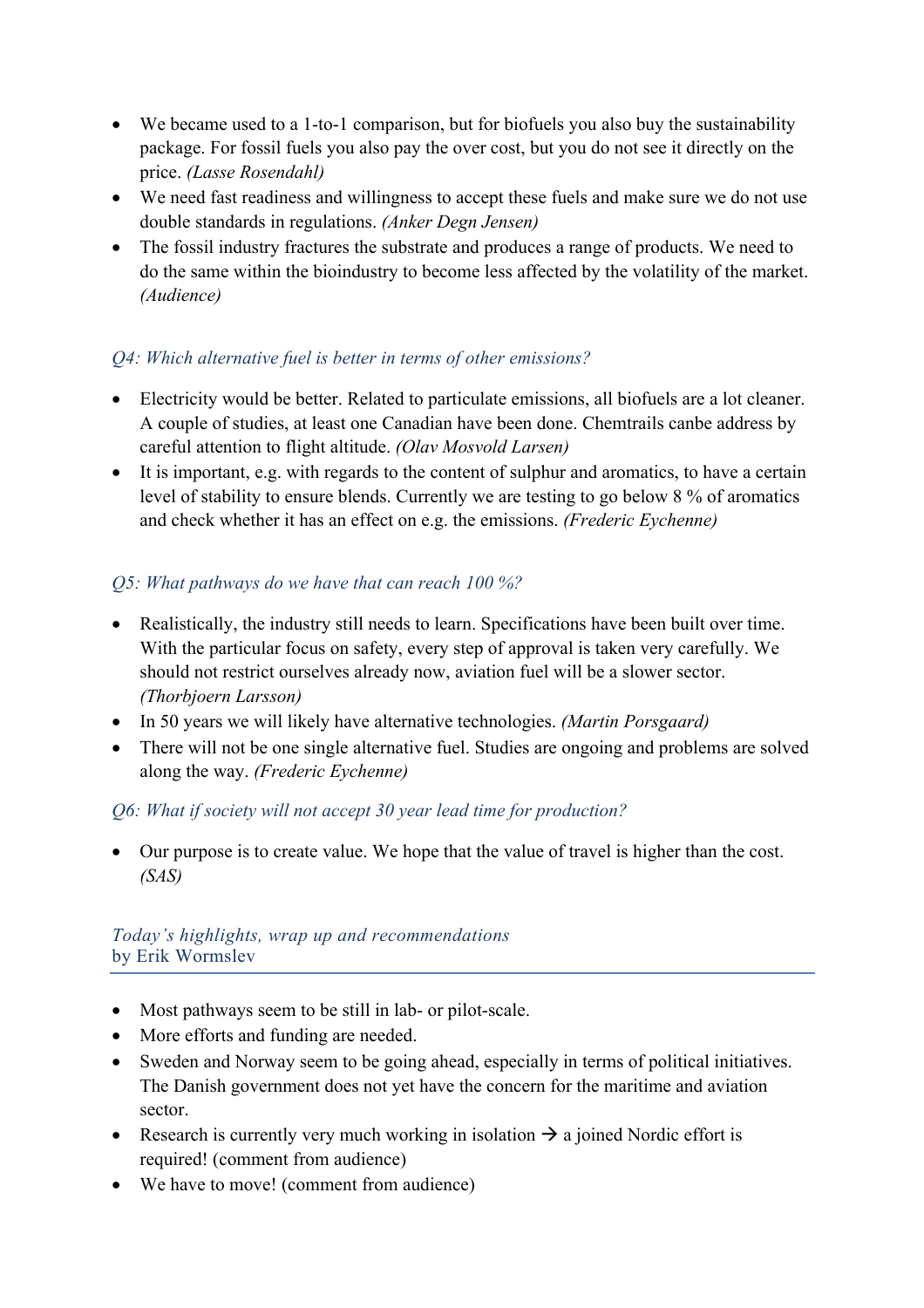- We became used to a 1-to-1 comparison, but for biofuels you also buy the sustainability package. For fossil fuels you also pay the over cost, but you do not see it directly on the price. *(Lasse Rosendahl)*
- We need fast readiness and willingness to accept these fuels and make sure we do not use double standards in regulations. *(Anker Degn Jensen)*
- The fossil industry fractures the substrate and produces a range of products. We need to do the same within the bioindustry to become less affected by the volatility of the market. *(Audience)*

*Q4: Which alternative fuel is better in terms of other emissions?*

- Electricity would be better. Related to particulate emissions, all biofuels are a lot cleaner. A couple of studies, at least one Canadian have been done. Chemtrails canbe address by careful attention to flight altitude. *(Olav Mosvold Larsen)*
- It is important, e.g. with regards to the content of sulphur and aromatics, to have a certain level of stability to ensure blends. Currently we are testing to go below 8 % of aromatics and check whether it has an effect on e.g. the emissions. *(Frederic Eychenne)*

*Q5: What pathways do we have that can reach 100 %?*

- Realistically, the industry still needs to learn. Specifications have been built over time. With the particular focus on safety, every step of approval is taken very carefully. We should not restrict ourselves already now, aviation fuel will be a slower sector. *(Thorbjoern Larsson)*
- In 50 years we will likely have alternative technologies. *(Martin Porsgaard)*
- There will not be one single alternative fuel. Studies are ongoing and problems are solved along the way. *(Frederic Eychenne)*

*Q6: What if society will not accept 30 year lead time for production?*

- Our purpose is to create value. We hope that the value of travel is higher than the cost. *(SAS)*

## *Today's highlights, wrap up and recommendations*
by Erik Wormslev

- Most pathways seem to be still in lab- or pilot-scale.
- More efforts and funding are needed.
- Sweden and Norway seem to be going ahead, especially in terms of political initiatives. The Danish government does not yet have the concern for the maritime and aviation sector.
- Research is currently very much working in isolation → a joined Nordic effort is required! (comment from audience)
- We have to move! (comment from audience)